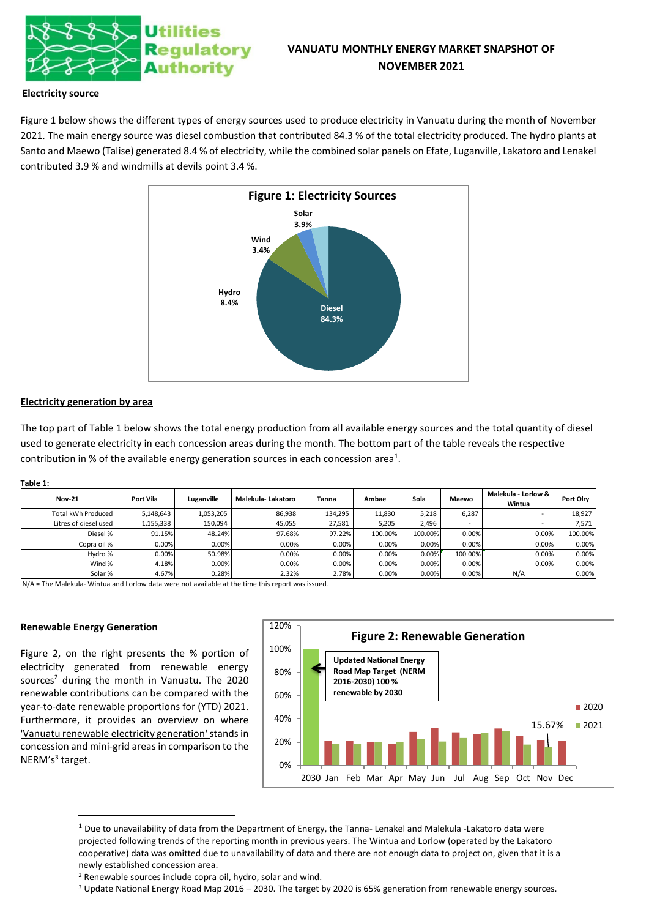# VANUATU MONTHLY ENERGY MARKET SNAPSHOT OF NOVEMBER 2021

**Utilities Regulatory Authority**

## Electricity source

Figure 1 below shows the different types of energy sources used to produce electricity in Vanuatu during the month of November 2021. The main energy source was diesel combustion that contributed 84.3 % of the total electricity produced. The hydro plants at Santo and Maewo (Talise) generated 8.4 % of electricity, while the combined solar panels on Efate, Luganville, Lakatoro and Lenakel contributed 3.9 % and windmills at devils point 3.4 %.

**Figure 1: Electricity Sources**

| Source | Share |
|---|---|
| Diesel | 84.3% |
| Hydro | 8.4% |
| Wind | 3.4% |
| Solar | 3.9% |

## Electricity generation by area

The top part of Table 1 below shows the total energy production from all available energy sources and the total quantity of diesel used to generate electricity in each concession areas during the month. The bottom part of the table reveals the respective contribution in % of the available energy generation sources in each concession area[1].

**Table 1:**

| Nov-21 | Port Vila | Luganville | Malekula- Lakatoro | Tanna | Ambae | Sola | Maewo | Malekula - Lorlow & Wintua | Port Olry |
|---|---|---|---|---|---|---|---|---|---|
| Total kWh Produced | 5,148,643 | 1,053,205 | 86,938 | 134,295 | 11,830 | 5,218 | 6,287 | - | 18,927 |
| Litres of diesel used | 1,155,338 | 150,094 | 45,055 | 27,581 | 5,205 | 2,496 | - | - | 7,571 |
| Diesel % | 91.15% | 48.24% | 97.68% | 97.22% | 100.00% | 100.00% | 0.00% | 0.00% | 100.00% |
| Copra oil % | 0.00% | 0.00% | 0.00% | 0.00% | 0.00% | 0.00% | 0.00% | 0.00% | 0.00% |
| Hydro % | 0.00% | 50.98% | 0.00% | 0.00% | 0.00% | 0.00% | 100.00% | 0.00% | 0.00% |
| Wind % | 4.18% | 0.00% | 0.00% | 0.00% | 0.00% | 0.00% | 0.00% | 0.00% | 0.00% |
| Solar % | 4.67% | 0.28% | 2.32% | 2.78% | 0.00% | 0.00% | 0.00% | N/A | 0.00% |

N/A = The Malekula- Wintua and Lorlow data were not available at the time this report was issued.

## Renewable Energy Generation

Figure 2, on the right presents the % portion of electricity generated from renewable energy sources[2] during the month in Vanuatu. The 2020 renewable contributions can be compared with the year-to-date renewable proportions for (YTD) 2021. Furthermore, it provides an overview on where 'Vanuatu renewable electricity generation' stands in concession and mini-grid areas in comparison to the NERM's[3] target.

**Figure 2: Renewable Generation**

Updated National Energy Road Map Target (NERM 2016-2030) 100 % renewable by 2030

15.67%

[1] Due to unavailability of data from the Department of Energy, the Tanna- Lenakel and Malekula -Lakatoro data were projected following trends of the reporting month in previous years. The Wintua and Lorlow (operated by the Lakatoro cooperative) data was omitted due to unavailability of data and there are not enough data to project on, given that it is a newly established concession area.

[2] Renewable sources include copra oil, hydro, solar and wind.

[3] Update National Energy Road Map 2016 – 2030. The target by 2020 is 65% generation from renewable energy sources.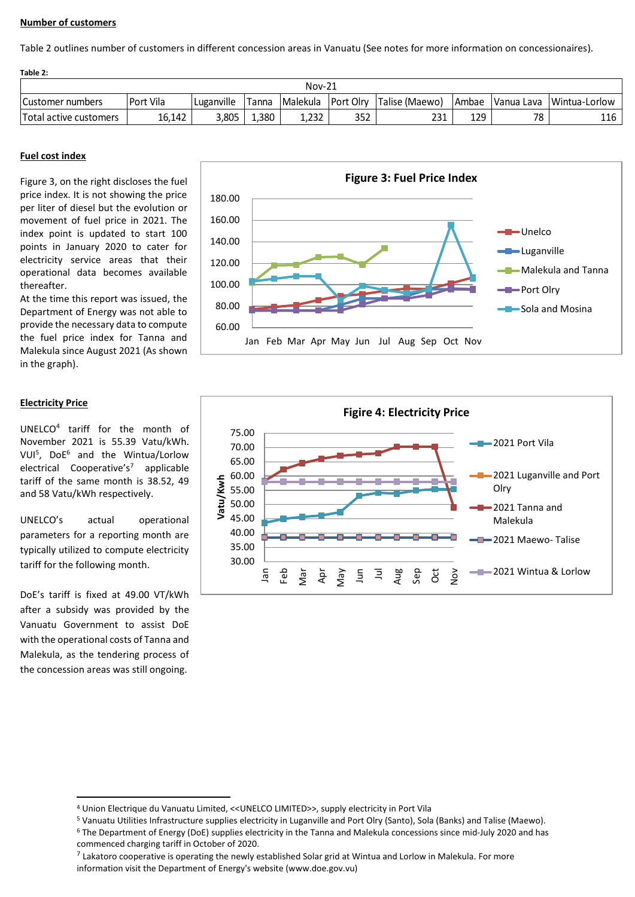**Number of customers**

Table 2 outlines number of customers in different concession areas in Vanuatu (See notes for more information on concessionaires).

**Table 2:**

| Nov-21 | | | | | | | | | |
|---|---|---|---|---|---|---|---|---|---|
| Customer numbers | Port Vila | Luganville | Tanna | Malekula | Port Olry | Talise (Maewo) | Ambae | Vanua Lava | Wintua-Lorlow |
| Total active customers | 16,142 | 3,805 | 1,380 | 1,232 | 352 | 231 | 129 | 78 | 116 |

**Fuel cost index**

Figure 3, on the right discloses the fuel price index. It is not showing the price per liter of diesel but the evolution or movement of fuel price in 2021. The index point is updated to start 100 points in January 2020 to cater for electricity service areas that their operational data becomes available thereafter.

At the time this report was issued, the Department of Energy was not able to provide the necessary data to compute the fuel price index for Tanna and Malekula since August 2021 (As shown in the graph).

**Figure 3: Fuel Price Index**

**Electricity Price**

UNELCO[4] tariff for the month of November 2021 is 55.39 Vatu/kWh. VUI[5], DoE[6] and the Wintua/Lorlow electrical Cooperative's[7] applicable tariff of the same month is 38.52, 49 and 58 Vatu/kWh respectively.

UNELCO's actual operational parameters for a reporting month are typically utilized to compute electricity tariff for the following month.

DoE's tariff is fixed at 49.00 VT/kWh after a subsidy was provided by the Vanuatu Government to assist DoE with the operational costs of Tanna and Malekula, as the tendering process of the concession areas was still ongoing.

**Figire 4: Electricity Price**

[4] Union Electrique du Vanuatu Limited, <<UNELCO LIMITED>>, supply electricity in Port Vila

[5] Vanuatu Utilities Infrastructure supplies electricity in Luganville and Port Olry (Santo), Sola (Banks) and Talise (Maewo).

[6] The Department of Energy (DoE) supplies electricity in the Tanna and Malekula concessions since mid-July 2020 and has commenced charging tariff in October of 2020.

[7] Lakatoro cooperative is operating the newly established Solar grid at Wintua and Lorlow in Malekula. For more information visit the Department of Energy's website (www.doe.gov.vu)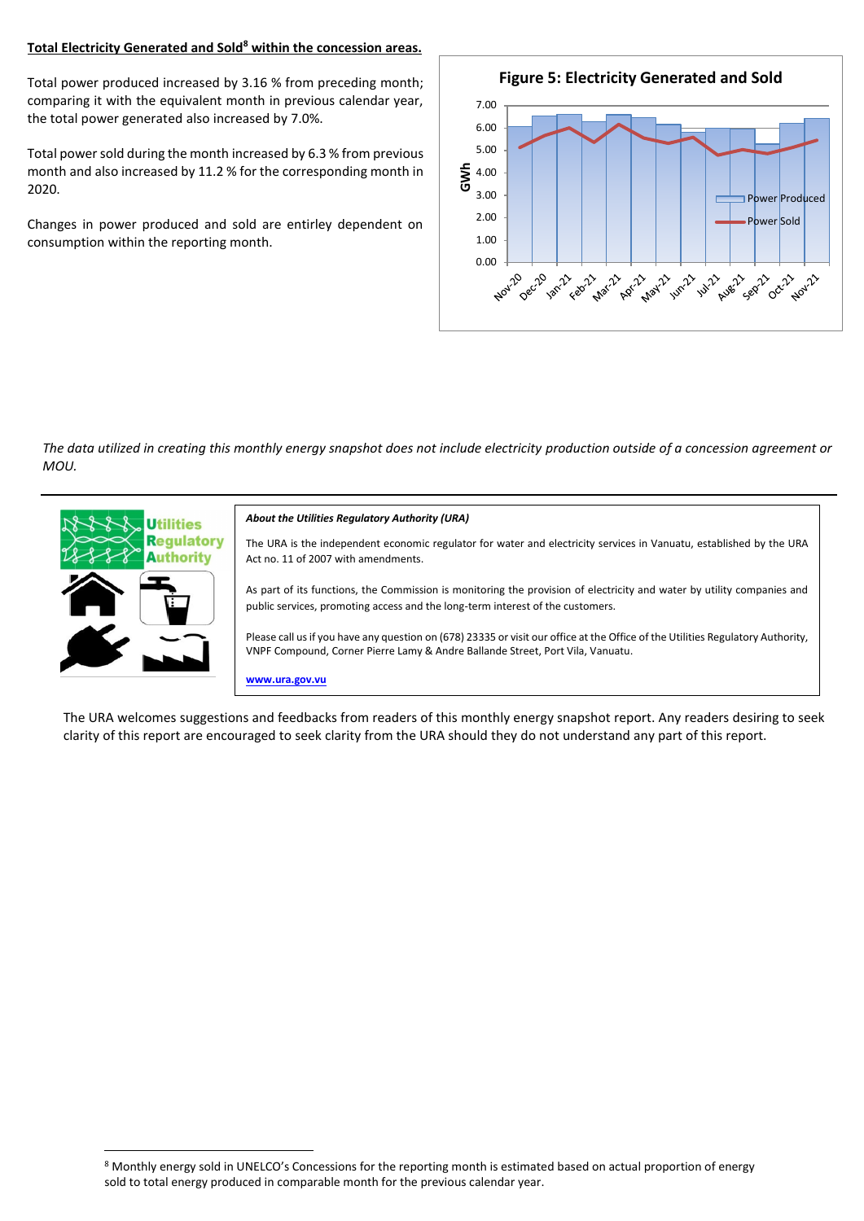**Total Electricity Generated and Sold[8] within the concession areas.**

Total power produced increased by 3.16 % from preceding month; comparing it with the equivalent month in previous calendar year, the total power generated also increased by 7.0%.

Total power sold during the month increased by 6.3 % from previous month and also increased by 11.2 % for the corresponding month in 2020.

Changes in power produced and sold are entirley dependent on consumption within the reporting month.

**Figure 5: Electricity Generated and Sold**

*The data utilized in creating this monthly energy snapshot does not include electricity production outside of a concession agreement or MOU.*

---

***About the Utilities Regulatory Authority (URA)***

The URA is the independent economic regulator for water and electricity services in Vanuatu, established by the URA Act no. 11 of 2007 with amendments.

As part of its functions, the Commission is monitoring the provision of electricity and water by utility companies and public services, promoting access and the long-term interest of the customers.

Please call us if you have any question on (678) 23335 or visit our office at the Office of the Utilities Regulatory Authority, VNPF Compound, Corner Pierre Lamy & Andre Ballande Street, Port Vila, Vanuatu.

**www.ura.gov.vu**

The URA welcomes suggestions and feedbacks from readers of this monthly energy snapshot report. Any readers desiring to seek clarity of this report are encouraged to seek clarity from the URA should they do not understand any part of this report.

---

[8] Monthly energy sold in UNELCO's Concessions for the reporting month is estimated based on actual proportion of energy sold to total energy produced in comparable month for the previous calendar year.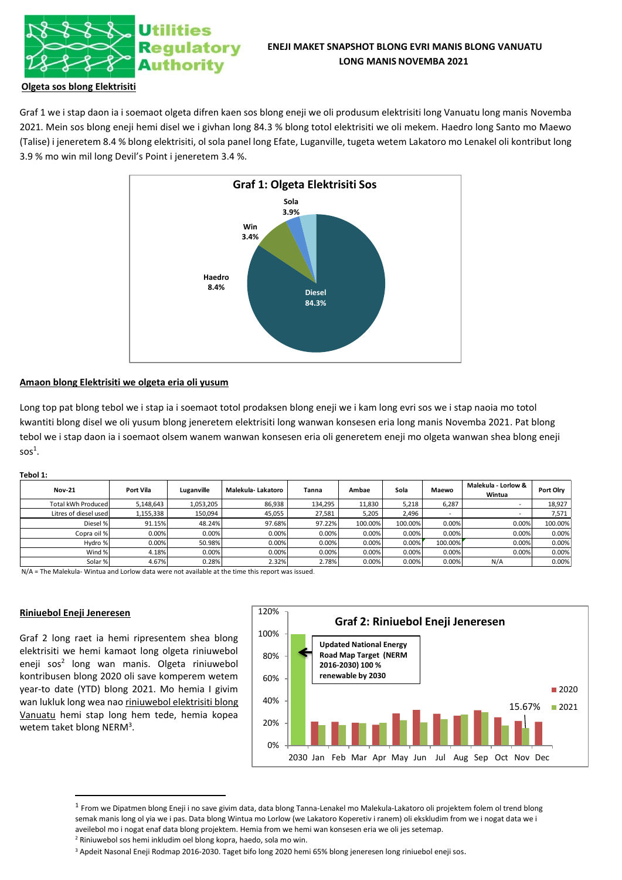# ENEJI MAKET SNAPSHOT BLONG EVRI MANIS BLONG VANUATU LONG MANIS NOVEMBA 2021

## Olgeta sos blong Elektrisiti

Graf 1 we i stap daon ia i soemaot olgeta difren kaen sos blong eneji we oli produsum elektrisiti long Vanuatu long manis Novemba 2021. Mein sos blong eneji hemi disel we i givhan long 84.3 % blong totol elektrisiti we oli mekem. Haedro long Santo mo Maewo (Talise) i jeneretem 8.4 % blong elektrisiti, ol sola panel long Efate, Luganville, tugeta wetem Lakatoro mo Lenakel oli kontribut long 3.9 % mo win mil long Devil's Point i jeneretem 3.4 %.

**Graf 1: Olgeta Elektrisiti Sos**

- Diesel 84.3%
- Haedro 8.4%
- Win 3.4%
- Sola 3.9%

## Amaon blong Elektrisiti we olgeta eria oli yusum

Long top pat blong tebol we i stap ia i soemaot totol prodaksen blong eneji we i kam long evri sos we i stap naoia mo totol kwantiti blong disel we oli yusum blong jeneretem elektrisiti long wanwan konsesen eria long manis Novemba 2021. Pat blong tebol we i stap daon ia i soemaot olsem wanem wanwan konsesen eria oli generetem eneji mo olgeta wanwan shea blong eneji sos[1].

**Tebol 1:**

| Nov-21 | Port Vila | Luganville | Malekula- Lakatoro | Tanna | Ambae | Sola | Maewo | Malekula - Lorlow & Wintua | Port Olry |
|---|---|---|---|---|---|---|---|---|---|
| Total kWh Produced | 5,148,643 | 1,053,205 | 86,938 | 134,295 | 11,830 | 5,218 | 6,287 | - | 18,927 |
| Litres of diesel used | 1,155,338 | 150,094 | 45,055 | 27,581 | 5,205 | 2,496 | - | - | 7,571 |
| Diesel % | 91.15% | 48.24% | 97.68% | 97.22% | 100.00% | 100.00% | 0.00% | 0.00% | 100.00% |
| Copra oil % | 0.00% | 0.00% | 0.00% | 0.00% | 0.00% | 0.00% | 0.00% | 0.00% | 0.00% |
| Hydro % | 0.00% | 50.98% | 0.00% | 0.00% | 0.00% | 0.00% | 100.00% | 0.00% | 0.00% |
| Wind % | 4.18% | 0.00% | 0.00% | 0.00% | 0.00% | 0.00% | 0.00% | 0.00% | 0.00% |
| Solar % | 4.67% | 0.28% | 2.32% | 2.78% | 0.00% | 0.00% | 0.00% | N/A | 0.00% |

N/A = The Malekula- Wintua and Lorlow data were not available at the time this report was issued.

## Riniuebol Eneji Jeneresen

Graf 2 long raet ia hemi ripresentem shea blong elektrisiti we hemi kamaot long olgeta riniuwebol eneji sos[2] long wan manis. Olgeta riniuebol kontribusen blong 2020 oli save komperem wetem year-to date (YTD) blong 2021. Mo hemia I givim wan lukluk long wea nao riniuebol elektrisiti blong Vanuatu hemi stap long hem tede, hemia kopea wetem taket blong NERM[3].

**Graf 2: Riniuebol Eneji Jeneresen**

Updated National Energy Road Map Target (NERM 2016-2030) 100 % renewable by 2030

Legend: 2020, 2021. Nov 2021: 15.67%

Categories: 2030, Jan, Feb, Mar, Apr, May, Jun, Jul, Aug, Sep, Oct, Nov, Dec

---

[1] From we Dipatmen blong Eneji i no save givim data, data blong Tanna-Lenakel mo Malekula-Lakatoro oli projektem folem ol trend blong semak manis long ol yia we i pas. Data blong Wintua mo Lorlow (we Lakatoro Koperetiv i ranem) oli eksskludim from we i nogat data we i aveilebol mo i nogat enaf data blong projektem. Hemia from we hemi wan konsesen eria we oli jes setemap.

[2] Riniuwebol sos hemi inkludim oel blong kopra, haedo, sola mo win.

[3] Apdeit Nasonal Eneji Rodmap 2016-2030. Taget bifo long 2020 hemi 65% blong jeneresen long riniuebol eneji sos.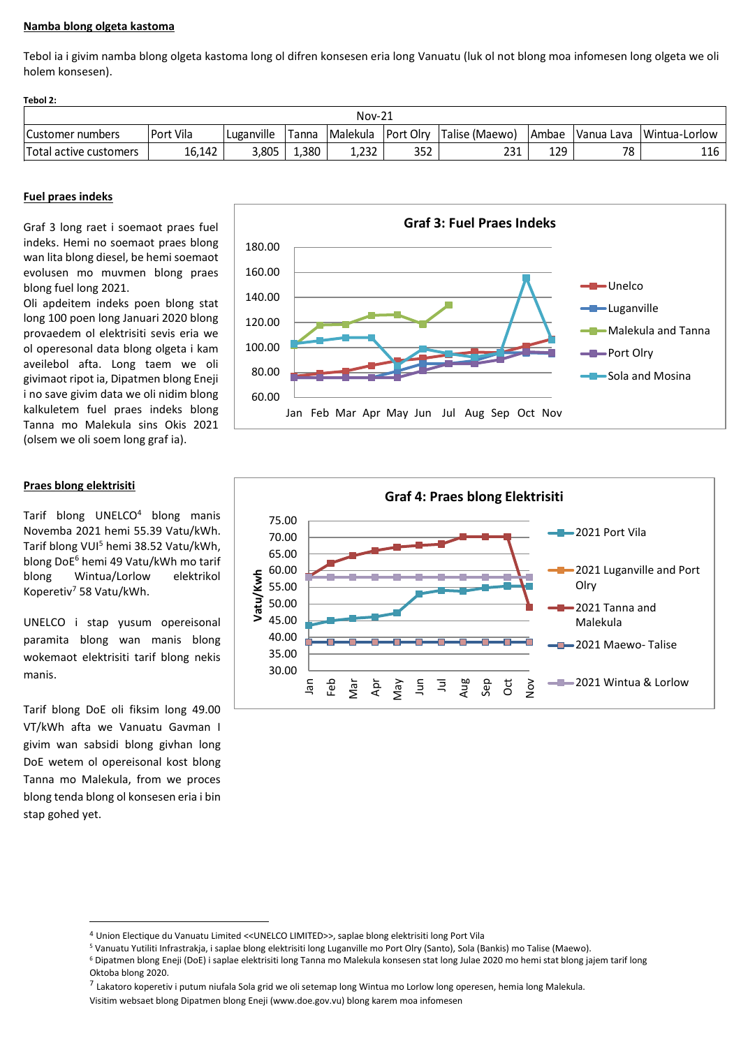**Namba blong olgeta kastoma**

Tebol ia i givim namba blong olgeta kastoma long ol difren konsesen eria long Vanuatu (luk ol not blong moa infomesen long olgeta we oli holem konsesen).

**Tebol 2:**

| Nov-21 | | | | | | | | | |
|---|---|---|---|---|---|---|---|---|---|
| Customer numbers | Port Vila | Luganville | Tanna | Malekula | Port Olry | Talise (Maewo) | Ambae | Vanua Lava | Wintua-Lorlow |
| Total active customers | 16,142 | 3,805 | 1,380 | 1,232 | 352 | 231 | 129 | 78 | 116 |

**Fuel praes indeks**

Graf 3 long raet i soemaot praes fuel indeks. Hemi no soemaot praes blong wan lita blong diesel, be hemi soemaot evolusen mo muvmen blong praes blong fuel long 2021.
Oli apdeitem indeks poen blong stat long 100 poen long Januari 2020 blong provaedem ol elektrisiti sevis eria we ol operesonal data blong olgeta i kam aveilebol afta. Long taem we oli givimaot ripot ia, Dipatmen blong Eneji i no save givim data we oli nidim blong kalkuletem fuel praes indeks blong Tanna mo Malekula sins Okis 2021 (olsem we oli soem long graf ia).

**Graf 3: Fuel Praes Indeks**

**Praes blong elektrisiti**

Tarif blong UNELCO[4] blong manis Novemba 2021 hemi 55.39 Vatu/kWh. Tarif blong VUI[5] hemi 38.52 Vatu/kWh, blong DoE[6] hemi 49 Vatu/kWh mo tarif blong Wintua/Lorlow elektrikol Koperetiv[7] 58 Vatu/kWh.

UNELCO i stap yusum opereisonal paramita blong wan manis blong wokemaot elektrisiti tarif blong nekis manis.

Tarif blong DoE oli fiksim long 49.00 VT/kWh afta we Vanuatu Gavman I givim wan sabsidi blong givhan long DoE wetem ol opereisonal kost blong Tanna mo Malekula, from we proces blong tenda blong ol konsesen eria i bin stap gohed yet.

**Graf 4: Praes blong Elektrisiti**

[4] Union Electique du Vanuatu Limited <<UNELCO LIMITED>>, saplae blong elektrisiti long Port Vila

[5] Vanuatu Yutiliti Infrastrakja, i saplae blong elektrisiti long Luganville mo Port Olry (Santo), Sola (Bankis) mo Talise (Maewo).

[6] Dipatmen blong Eneji (DoE) i saplae elektrisiti long Tanna mo Malekula konsesen stat long Julae 2020 mo hemi stat blong jajem tarif long Oktoba blong 2020.

[7] Lakatoro koperetiv i putum niufala Sola grid we oli setemap long Wintua mo Lorlow long operesen, hemia long Malekula.

Visitim websaet blong Dipatmen blong Eneji (www.doe.gov.vu) blong karem moa infomesen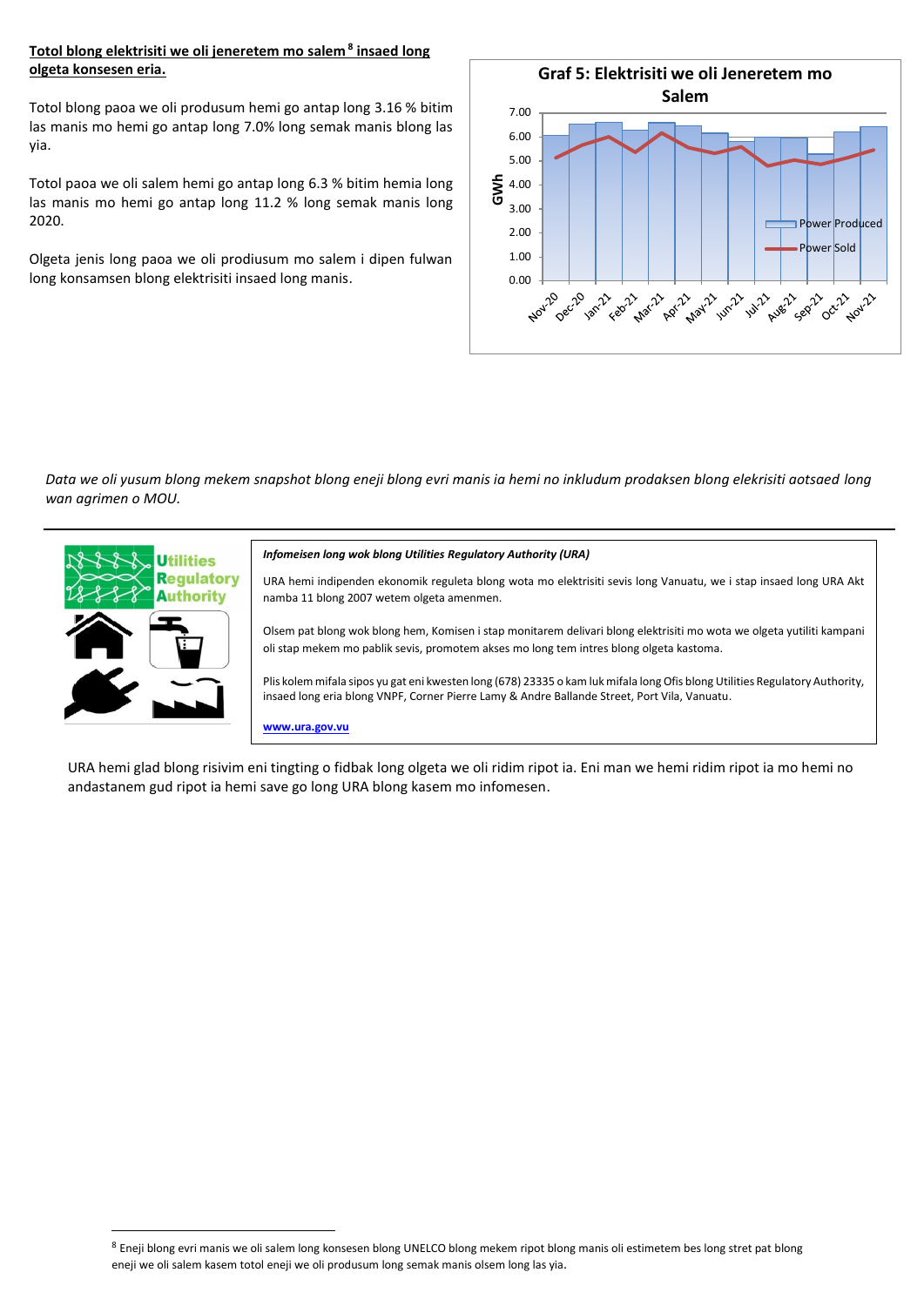**Totol blong elektrisiti we oli jeneretem mo salem[8] insaed long olgeta konsesen eria.**

Totol blong paoa we oli produsum hemi go antap long 3.16 % bitim las manis mo hemi go antap long 7.0% long semak manis blong las yia.

Totol paoa we oli salem hemi go antap long 6.3 % bitim hemia long las manis mo hemi go antap long 11.2 % long semak manis long 2020.

Olgeta jenis long paoa we oli prodiusum mo salem i dipen fulwan long konsamsen blong elektrisiti insaed long manis.

**Graf 5: Elektrisiti we oli Jeneretem mo Salem**

GWh

Power Produced / Power Sold

Nov-20, Dec-20, Jan-21, Feb-21, Mar-21, Apr-21, May-21, Jun-21, Jul-21, Aug-21, Sep-21, Oct-21, Nov-21

*Data we oli yusum blong mekem snapshot blong eneji blong evri manis ia hemi no inkludum prodaksen blong elekrisiti aotsaed long wan agrimen o MOU.*

---

Utilities Regulatory Authority

***Infomeisen long wok blong Utilities Regulatory Authority (URA)***

URA hemi indipenden ekonomik reguleta blong wota mo elektrisiti sevis long Vanuatu, we i stap insaed long URA Akt namba 11 blong 2007 wetem olgeta amenmen.

Olsem pat blong wok blong hem, Komisen i stap monitarem delivari blong elektrisiti mo wota we olgeta yutiliti kampani oli stap mekem mo pablik sevis, promotem akses mo long tem intres blong olgeta kastoma.

Plis kolem mifala sipos yu gat eni kwesten long (678) 23335 o kam luk mifala long Ofis blong Utilities Regulatory Authority, insaed long eria blong VNPF, Corner Pierre Lamy & Andre Ballande Street, Port Vila, Vanuatu.

**www.ura.gov.vu**

URA hemi glad blong risivim eni tingting o fidbak long olgeta we oli ridim ripot ia. Eni man we hemi ridim ripot ia mo hemi no andastanem gud ripot ia hemi save go long URA blong kasem mo infomesen.

[8] Eneji blong evri manis we oli salem long konsesen blong UNELCO blong mekem ripot blong manis oli estimetem bes long stret pat blong eneji we oli salem kasem totol eneji we oli produsum long semak manis olsem long las yia.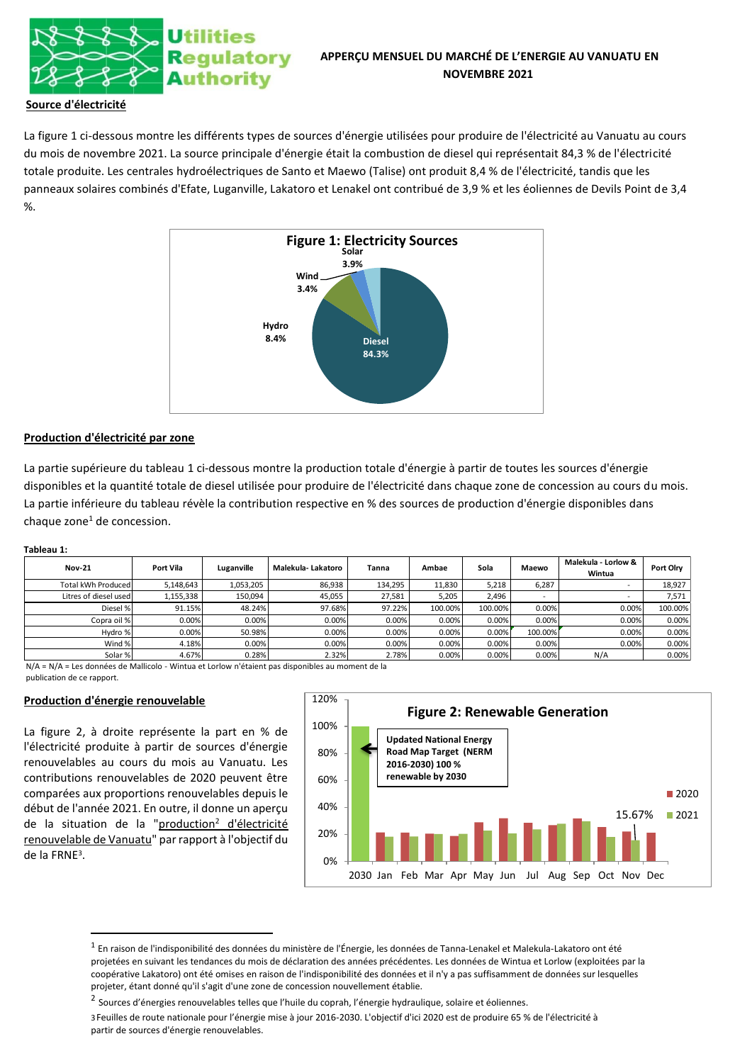# APPERÇU MENSUEL DU MARCHÉ DE L'ENERGIE AU VANUATU EN NOVEMBRE 2021

## Source d'électricité

La figure 1 ci-dessous montre les différents types de sources d'énergie utilisées pour produire de l'électricité au Vanuatu au cours du mois de novembre 2021. La source principale d'énergie était la combustion de diesel qui représentait 84,3 % de l'électricité totale produite. Les centrales hydroélectriques de Santo et Maewo (Talise) ont produit 8,4 % de l'électricité, tandis que les panneaux solaires combinés d'Efate, Luganville, Lakatoro et Lenakel ont contribué de 3,9 % et les éoliennes de Devils Point de 3,4 %.

**Figure 1: Electricity Sources**

Solar 3.9%, Wind 3.4%, Hydro 8.4%, Diesel 84.3%

## Production d'électricité par zone

La partie supérieure du tableau 1 ci-dessous montre la production totale d'énergie à partir de toutes les sources d'énergie disponibles et la quantité totale de diesel utilisée pour produire de l'électricité dans chaque zone de concession au cours du mois. La partie inférieure du tableau révèle la contribution respective en % des sources de production d'énergie disponibles dans chaque zone[1] de concession.

**Tableau 1:**

| Nov-21 | Port Vila | Luganville | Malekula- Lakatoro | Tanna | Ambae | Sola | Maewo | Malekula - Lorlow & Wintua | Port Olry |
|---|---|---|---|---|---|---|---|---|---|
| Total kWh Produced | 5,148,643 | 1,053,205 | 86,938 | 134,295 | 11,830 | 5,218 | 6,287 | - | 18,927 |
| Litres of diesel used | 1,155,338 | 150,094 | 45,055 | 27,581 | 5,205 | 2,496 | - | - | 7,571 |
| Diesel % | 91.15% | 48.24% | 97.68% | 97.22% | 100.00% | 100.00% | 0.00% | 0.00% | 100.00% |
| Copra oil % | 0.00% | 0.00% | 0.00% | 0.00% | 0.00% | 0.00% | 0.00% | 0.00% | 0.00% |
| Hydro % | 0.00% | 50.98% | 0.00% | 0.00% | 0.00% | 0.00% | 100.00% | 0.00% | 0.00% |
| Wind % | 4.18% | 0.00% | 0.00% | 0.00% | 0.00% | 0.00% | 0.00% | 0.00% | 0.00% |
| Solar % | 4.67% | 0.28% | 2.32% | 2.78% | 0.00% | 0.00% | 0.00% | N/A | 0.00% |

N/A = N/A = Les données de Mallicolo - Wintua et Lorlow n'étaient pas disponibles au moment de la publication de ce rapport.

## Production d'énergie renouvelable

La figure 2, à droite représente la part en % de l'électricité produite à partir de sources d'énergie renouvelables au cours du mois au Vanuatu. Les contributions renouvelables de 2020 peuvent être comparées aux proportions renouvelables depuis le début de l'année 2021. En outre, il donne un aperçu de la situation de la "production[2] d'électricité renouvelable de Vanuatu" par rapport à l'objectif du de la FRNE[3].

**Figure 2: Renewable Generation**

Updated National Energy Road Map Target (NERM 2016-2030) 100 % renewable by 2030

Légende : 2020, 2021 — Nov 2021 : 15.67%

---

[1] En raison de l'indisponibilité des données du ministère de l'Énergie, les données de Tanna-Lenakel et Malekula-Lakatoro ont été projetées en suivant les tendances du mois de déclaration des années précédentes. Les données de Wintua et Lorlow (exploitées par la coopérative Lakatoro) ont été omises en raison de l'indisponibilité des données et il n'y a pas suffisamment de données sur lesquelles projeter, étant donné qu'il s'agit d'une zone de concession nouvellement établie.

[2] Sources d'énergies renouvelables telles que l'huile du coprah, l'énergie hydraulique, solaire et éoliennes.

[3] Feuilles de route nationale pour l'énergie mise à jour 2016-2030. L'objectif d'ici 2020 est de produire 65 % de l'électricité à partir de sources d'énergie renouvelables.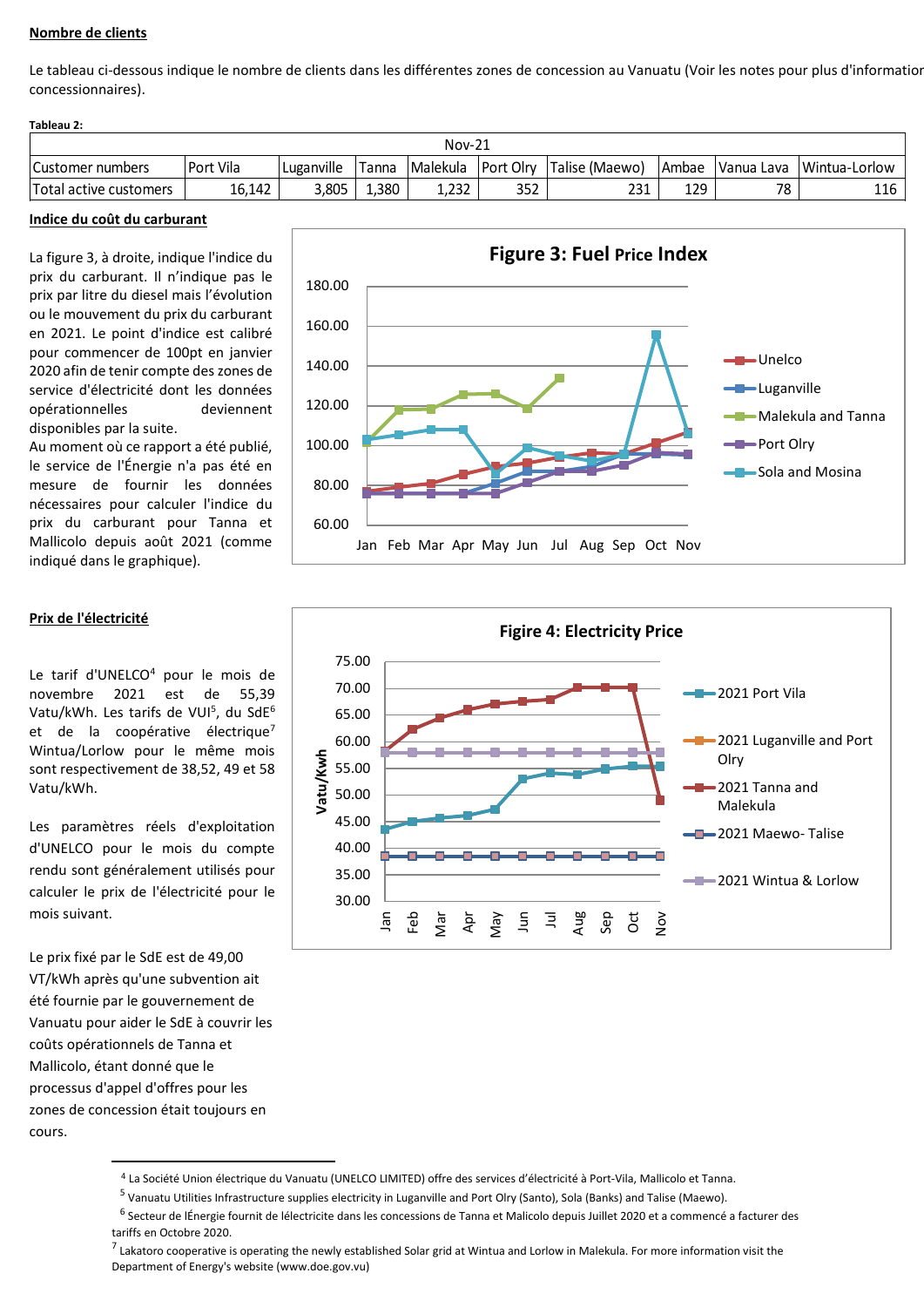**Nombre de clients**

Le tableau ci-dessous indique le nombre de clients dans les différentes zones de concession au Vanuatu (Voir les notes pour plus d'information concessionnaires).

**Tableau 2:**

| Nov-21 | | | | | | | | | |
|---|---|---|---|---|---|---|---|---|---|
| Customer numbers | Port Vila | Luganville | Tanna | Malekula | Port Olry | Talise (Maewo) | Ambae | Vanua Lava | Wintua-Lorlow |
| Total active customers | 16,142 | 3,805 | 1,380 | 1,232 | 352 | 231 | 129 | 78 | 116 |

**Indice du coût du carburant**

La figure 3, à droite, indique l'indice du prix du carburant. Il n'indique pas le prix par litre du diesel mais l'évolution ou le mouvement du prix du carburant en 2021. Le point d'indice est calibré pour commencer de 100pt en janvier 2020 afin de tenir compte des zones de service d'électricité dont les données opérationnelles deviennent disponibles par la suite.

Au moment où ce rapport a été publié, le service de l'Énergie n'a pas été en mesure de fournir les données nécessaires pour calculer l'indice du prix du carburant pour Tanna et Mallicolo depuis août 2021 (comme indiqué dans le graphique).

**Figure 3: Fuel Price Index**

**Prix de l'électricité**

Le tarif d'UNELCO[4] pour le mois de novembre 2021 est de 55,39 Vatu/kWh. Les tarifs de VUI[5], du SdE[6] et de la coopérative électrique[7] Wintua/Lorlow pour le même mois sont respectivement de 38,52, 49 et 58 Vatu/kWh.

Les paramètres réels d'exploitation d'UNELCO pour le mois du compte rendu sont généralement utilisés pour calculer le prix de l'électricité pour le mois suivant.

Le prix fixé par le SdE est de 49,00 VT/kWh après qu'une subvention ait été fournie par le gouvernement de Vanuatu pour aider le SdE à couvrir les coûts opérationnels de Tanna et Mallicolo, étant donné que le processus d'appel d'offres pour les zones de concession était toujours en cours.

**Figire 4: Electricity Price**

---

[4] La Société Union électrique du Vanuatu (UNELCO LIMITED) offre des services d'électricité à Port-Vila, Mallicolo et Tanna.

[5] Vanuatu Utilities Infrastructure supplies electricity in Luganville and Port Olry (Santo), Sola (Banks) and Talise (Maewo).

[6] Secteur de lÉnergie fournit de lélectricite dans les concessions de Tanna et Malicolo depuis Juillet 2020 et a commencé a facturer des tariffs en Octobre 2020.

[7] Lakatoro cooperative is operating the newly established Solar grid at Wintua and Lorlow in Malekula. For more information visit the Department of Energy's website (www.doe.gov.vu)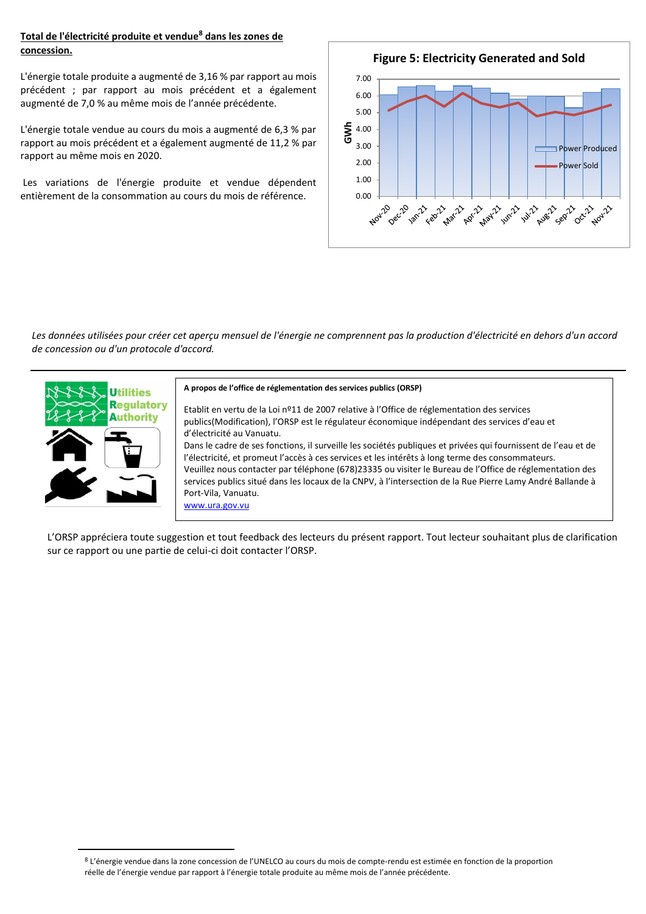**Total de l'électricité produite et vendue[8] dans les zones de concession.**

L'énergie totale produite a augmenté de 3,16 % par rapport au mois précédent ; par rapport au mois précédent et a également augmenté de 7,0 % au même mois de l'année précédente.

L'énergie totale vendue au cours du mois a augmenté de 6,3 % par rapport au mois précédent et a également augmenté de 11,2 % par rapport au même mois en 2020.

Les variations de l'énergie produite et vendue dépendent entièrement de la consommation au cours du mois de référence.

**Figure 5: Electricity Generated and Sold**

GWh

7.00
6.00
5.00
4.00
3.00
2.00
1.00
0.00

Nov-20, Dec-20, Jan-21, Feb-21, Mar-21, Apr-21, May-21, Jun-21, Jul-21, Aug-21, Sep-21, Oct-21, Nov-21

Power Produced
Power Sold

*Les données utilisées pour créer cet aperçu mensuel de l'énergie ne comprennent pas la production d'électricité en dehors d'un accord de concession ou d'un protocole d'accord.*

---

Utilities Regulatory Authority

**A propos de l'office de réglementation des services publics (ORSP)**

Etablit en vertu de la Loi nº11 de 2007 relative à l'Office de réglementation des services publics(Modification), l'ORSP est le régulateur économique indépendant des services d'eau et d'électricité au Vanuatu.
Dans le cadre de ses fonctions, il surveille les sociétés publiques et privées qui fournissent de l'eau et de l'électricité, et promeut l'accès à ces services et les intérêts à long terme des consommateurs.
Veuillez nous contacter par téléphone (678)23335 ou visiter le Bureau de l'Office de réglementation des services publics situé dans les locaux de la CNPV, à l'intersection de la Rue Pierre Lamy André Ballande à Port-Vila, Vanuatu.
www.ura.gov.vu

L'ORSP appréciera toute suggestion et tout feedback des lecteurs du présent rapport. Tout lecteur souhaitant plus de clarification sur ce rapport ou une partie de celui-ci doit contacter l'ORSP.

---

[8] L'énergie vendue dans la zone concession de l'UNELCO au cours du mois de compte-rendu est estimée en fonction de la proportion réelle de l'énergie vendue par rapport à l'énergie totale produite au même mois de l'année précédente.